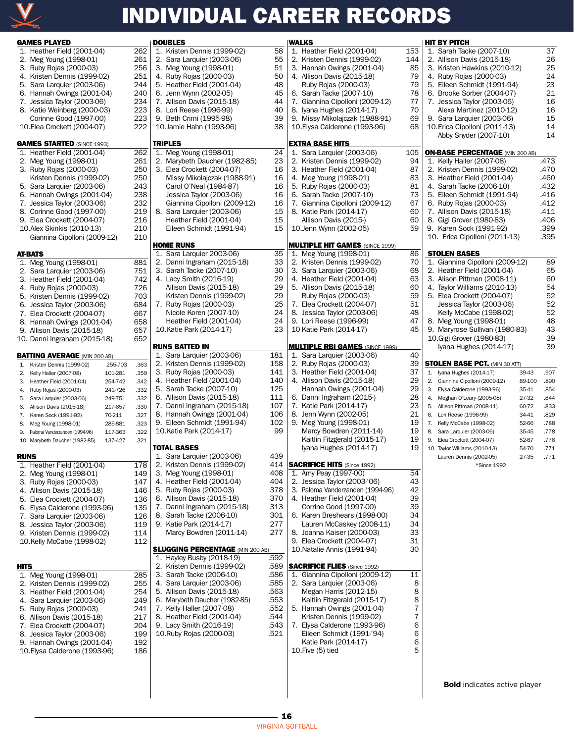# INDIVIDUAL CAREER RECORDS

## GAMES PLAYED

| Rank | Player | Games |
|---|---|---|
| 1. | Heather Field (2001-04) | 262 |
| 2. | Meg Young (1998-01) | 261 |
| 3. | Ruby Rojas (2000-03) | 256 |
| 4. | Kristen Dennis (1999-02) | 251 |
| 5. | Sara Larquier (2003-06) | 244 |
| 6. | Hannah Owings (2001-04) | 240 |
| 7. | Jessica Taylor (2003-06) | 234 |
| 8. | Katie Weinberg (2000-03) | 223 |
| | Corinne Good (1997-00) | 223 |
| 10. | Elea Crockett (2004-07) | 222 |

## GAMES STARTED (SINCE 1993)

| Rank | Player | Games |
|---|---|---|
| 1. | Heather Field (2001-04) | 262 |
| 2. | Meg Young (1998-01) | 261 |
| 3. | Ruby Rojas (2000-03) | 250 |
| | Kristen Dennis (1999-02) | 250 |
| 5. | Sara Larquier (2003-06) | 243 |
| 6. | Hannah Owings (2001-04) | 238 |
| 7. | Jessica Taylor (2003-06) | 232 |
| 8. | Corinne Good (1997-00) | 219 |
| 9. | Elea Crockett (2004-07) | 216 |
| 10. | Alex Skinkis (2010-13) | 210 |
| | Giannina Cipolloni (2009-12) | 210 |

## AT-BATS

| Rank | Player | At-Bats |
|---|---|---|
| 1. | Meg Young (1998-01) | 881 |
| 2. | Sara Larquier (2003-06) | 751 |
| 3. | Heather Field (2001-04) | 742 |
| 4. | Ruby Rojas (2000-03) | 726 |
| 5. | Kristen Dennis (1999-02) | 703 |
| 6. | Jessica Taylor (2003-06) | 684 |
| 7. | Elea Crockett (2004-07) | 667 |
| 8. | Hannah Owings (2001-04) | 658 |
| 9. | Allison Davis (2015-18) | 657 |
| 10. | Danni Ingraham (2015-18) | 652 |

## BATTING AVERAGE (MIN 200 AB)

| Rank | Player | H-AB | Avg. |
|---|---|---|---|
| 1. | Kristen Dennis (1999-02) | 255-703 | .363 |
| 2. | Kelly Haller (2007-08) | 101-281 | .359 |
| 3. | Heather Field (2001-04) | 254-742 | .342 |
| 4. | Ruby Rojas (2000-03) | 241-726 | .332 |
| 5. | Sara Larquier (2003-06) | 249-751 | .332 |
| 6. | Allison Davis (2015-18) | 217-657 | .330 |
| 7. | Karen Sock (1991-92) | 70-211 | .327 |
| 8. | Meg Young (1998-01) | 285-881 | .323 |
| 9. | Paloma Vanderzanden (1994-96) | 117-363 | .322 |
| 10. | Marybeth Daucher (1982-85) | 137-427 | .321 |

## RUNS

| Rank | Player | Runs |
|---|---|---|
| 1. | Heather Field (2001-04) | 178 |
| 2. | Meg Young (1998-01) | 149 |
| 3. | Ruby Rojas (2000-03) | 147 |
| 4. | Allison Davis (2015-18) | 146 |
| 5. | Elea Crockett (2004-07) | 136 |
| 6. | Elysa Calderone (1993-96) | 135 |
| 7. | Sara Larquier (2003-06) | 126 |
| 8. | Jessica Taylor (2003-06) | 119 |
| 9. | Kristen Dennis (1999-02) | 114 |
| 10. | Kelly McCabe (1998-02) | 112 |

## HITS

| Rank | Player | Hits |
|---|---|---|
| 1. | Meg Young (1998-01) | 285 |
| 2. | Kristen Dennis (1999-02) | 255 |
| 3. | Heather Field (2001-04) | 254 |
| 4. | Sara Larquier (2003-06) | 249 |
| 5. | Ruby Rojas (2000-03) | 241 |
| 6. | Allison Davis (2015-18) | 217 |
| 7. | Elea Crockett (2004-07) | 204 |
| 8. | Jessica Taylor (2003-06) | 199 |
| 9. | Hannah Owings (2001-04) | 192 |
| 10. | Elysa Calderone (1993-96) | 186 |

## DOUBLES

| Rank | Player | Doubles |
|---|---|---|
| 1. | Kristen Dennis (1999-02) | 58 |
| 2. | Sara Larquier (2003-06) | 55 |
| 3. | Meg Young (1998-01) | 51 |
| 4. | Ruby Rojas (2000-03) | 50 |
| 5. | Heather Field (2001-04) | 48 |
| 6. | Jenn Wynn (2002-05) | 45 |
| 7. | Allison Davis (2015-18) | 44 |
| 8. | Lori Reese (1996-99) | 40 |
| 9. | Beth Crimi (1995-98) | 39 |
| 10. | Jamie Hahn (1993-96) | 38 |

## TRIPLES

| Rank | Player | Triples |
|---|---|---|
| 1. | Meg Young (1998-01) | 24 |
| 2. | Marybeth Daucher (1982-85) | 23 |
| 3. | Elea Crockett (2004-07) | 16 |
| | Missy Mikolajczak (1988-91) | 16 |
| | Carol O'Neal (1984-87) | 16 |
| | Jessica Taylor (2003-06) | 16 |
| | Giannina Cipolloni (2009-12) | 16 |
| 8. | Sara Larquier (2003-06) | 15 |
| | Heather Field (2001-04) | 15 |
| | Eileen Schmidt (1991-94) | 15 |

## HOME RUNS

| Rank | Player | Home Runs |
|---|---|---|
| 1. | Sara Larquier 2003-06) | 35 |
| 2. | Danni Ingraham (2015-18) | 33 |
| 3. | Sarah Tacke (2007-10) | 30 |
| 4. | Lacy Smith (2016-19) | 29 |
| | Allison Davis (2015-18) | 29 |
| | Kristen Dennis (1999-02) | 29 |
| 7. | Ruby Rojas (2000-03) | 25 |
| | Nicole Koren (2007-10) | 24 |
| | Heather Field (2001-04) | 24 |
| 10. | Katie Park (2014-17) | 23 |

## RUNS BATTED IN

| Rank | Player | RBI |
|---|---|---|
| 1. | Sara Larquier (2003-06) | 181 |
| 2. | Kristen Dennis (1999-02) | 158 |
| 3. | Ruby Rojas (2000-03) | 141 |
| 4. | Heather Field (2001-04) | 140 |
| 5. | Sarah Tacke (2007-10) | 125 |
| 6. | Allison Davis (2015-18) | 111 |
| 7. | Danni Ingraham (2015-18) | 107 |
| 8. | Hannah Owings (2001-04) | 106 |
| 9. | Eileen Schmidt (1991-94) | 102 |
| 10. | Katie Park (2014-17) | 99 |

## TOTAL BASES

| Rank | Player | Total Bases |
|---|---|---|
| 1. | Sara Larquier (2003-06) | 439 |
| 2. | Kristen Dennis (1999-02) | 414 |
| 3. | Meg Young (1998-01) | 408 |
| 4. | Heather Field (2001-04) | 404 |
| 5. | Ruby Rojas (2000-03) | 378 |
| 6. | Allison Davis (2015-18) | 370 |
| 7. | Danni Ingraham (2015-18) | 313 |
| 8. | Sarah Tacke (2006-10) | 301 |
| 9. | Katie Park (2014-17) | 277 |
| | Marcy Bowdren (2011-14) | 277 |

## SLUGGING PERCENTAGE (MIN 200 AB)

| Rank | Player | Slg. |
|---|---|---|
| 1. | Hayley Busby (2018-19) | .592 |
| 2. | Kristen Dennis (1999-02) | .589 |
| 3. | Sarah Tacke (2006-10) | .586 |
| 4. | Sara Larquier (2003-06) | .585 |
| 5. | Allison Davis (2015-18) | .563 |
| 6. | Marybeth Daucher (1982-85) | .553 |
| 7. | Kelly Haller (2007-08) | .552 |
| 8. | Heather Field (2001-04) | .544 |
| 9. | Lacy Smith (2016-19) | .543 |
| 10. | Ruby Rojas (2000-03) | .521 |

## WALKS

| Rank | Player | Walks |
|---|---|---|
| 1. | Heather Field (2001-04) | 153 |
| 2. | Kristen Dennis (1999-02) | 144 |
| 3. | Hannah Owings (2001-04) | 85 |
| 4. | Allison Davis (2015-18) | 79 |
| | Ruby Rojas (2000-03) | 79 |
| 6. | Sarah Tacke (2007-10) | 78 |
| 7. | Giannina Cipolloni (2009-12) | 77 |
| 8. | Iyana Hughes (2014-17) | 70 |
| 9. | Missy Mikolajczak (1988-91) | 69 |
| 10. | Elysa Calderone (1993-96) | 68 |

## EXTRA BASE HITS

| Rank | Player | XBH |
|---|---|---|
| 1. | Sara Larquier (2003-06) | 105 |
| 2. | Kristen Dennis (1999-02) | 94 |
| 3. | Heather Field (2001-04) | 87 |
| 4. | Meg Young (1998-01) | 83 |
| 5. | Ruby Rojas (2000-03) | 81 |
| 6. | Sarah Tacke (2007-10) | 73 |
| 7. | Giannina Cipolloni (2009-12) | 67 |
| 8. | Katie Park (2014-17) | 60 |
| | Allison Davis (2015-) | 60 |
| 10. | Jenn Wynn (2002-05) | 59 |

## MULTIPLE HIT GAMES (SINCE 1999)

| Rank | Player | Games |
|---|---|---|
| 1. | Meg Young (1998-01) | 86 |
| 2. | Kristen Dennis (1999-02) | 70 |
| 3. | Sara Larquier (2003-06) | 68 |
| 4. | Heather Field (2001-04) | 63 |
| 5. | Allison Davis (2015-18) | 60 |
| 6. | Ruby Rojas (2000-03) | 59 |
| 7. | Elea Crockett (2004-07) | 51 |
| 8. | Jessica Taylor (2003-06) | 48 |
| 9. | Lori Reese (1996-99) | 47 |
| 10 | Katie Park (2014-17) | 45 |

## MULTIPLE RBI GAMES (SINCE 1999)

| Rank | Player | Games |
|---|---|---|
| 1. | Sara Larquier (2003-06) | 40 |
| 2. | Ruby Rojas (2000-03) | 39 |
| 3. | Heather Field (2001-04) | 37 |
| 4. | Allison Davis (2015-18) | 29 |
| | Hannah Owings (2001-04) | 29 |
| 6. | Danni Ingraham (2015-) | 28 |
| 7. | Katie Park (2014-17) | 23 |
| 8. | Jenn Wynn (2002-05) | 21 |
| 9. | Meg Young (1998-01) | 19 |
| | Marcy Bowdren (2011-14) | 19 |
| | Kaitlin Fitzgerald (2015-17) | 19 |
| | Iyana Hughes (2014-17) | 19 |

## SACRIFICE HITS (Since 1992)

| Rank | Player | SH |
|---|---|---|
| 1. | Amy Peay (1997-00) | 54 |
| 2. | Jessica Taylor (2003-'06) | 43 |
| 3. | Paloma Vanderzanden (1994-96) | 42 |
| 4. | Heather Field (2001-04) | 39 |
| | Corrine Good (1997-00) | 39 |
| 6. | Karen Breshears (1998-00) | 34 |
| | Lauren McCaskey (2008-11) | 34 |
| 8. | Joanna Kaiser (2000-03) | 33 |
| 9. | Elea Crockett (2004-07) | 31 |
| 10. | Natalie Annis (1991-94) | 30 |

## SACRIFICE FLIES (Since 1992)

| Rank | Player | SF |
|---|---|---|
| 1. | Giannina Cipolloni (2009-12) | 11 |
| 2. | Sara Larquier (2003-06) | 8 |
| | Megan Harris (2012-15) | 8 |
| | Kaitlin Fitzgerald (2015-17) | 8 |
| 5. | Hannah Owings (2001-04) | 7 |
| | Kristen Dennis (1999-02) | 7 |
| 7. | Elysa Calderone (1993-96) | 6 |
| | Eileen Schmidt (1991-'94) | 6 |
| | Katie Park (2014-17) | 6 |
| 10. | Five (5) tied | 5 |

## HIT BY PITCH

| Rank | Player | HBP |
|---|---|---|
| 1. | Sarah Tacke (2007-10) | 37 |
| 2. | Allison Davis (2015-18) | 26 |
| 3. | Kristen Hawkins (2010-12) | 25 |
| 4. | Ruby Rojas (2000-03) | 24 |
| 5. | Eileen Schmidt (1991-94) | 23 |
| 6. | Brooke Sorber (2004-07) | 21 |
| 7. | Jessica Taylor (2003-06) | 16 |
| | Alexa Martinez (2010-12) | 16 |
| 9. | Sara Larquier (2003-06) | 15 |
| 10. | Erica Cipolloni (2011-13) | 14 |
| | Abby Snyder (2007-10) | 14 |

## ON-BASE PERCENTAGE (MIN 200 AB)

| Rank | Player | OBP |
|---|---|---|
| 1. | Kelly Haller (2007-08) | .473 |
| 2. | Kristen Dennis (1999-02) | .470 |
| 3. | Heather Field (2001-04) | .460 |
| 4. | Sarah Tacke (2006-10) | .432 |
| 5. | Eileen Schmidt (1991-94) | .416 |
| 6. | Ruby Rojas (2000-03) | .412 |
| 7. | Allison Davis (2015-18) | .411 |
| 8. | Gigi Grover (1980-83) | .406 |
| 9. | Karen Sock (1991-92) | .399 |
| 10. | Erica Cipolloni (2011-13) | .395 |

## STOLEN BASES

| Rank | Player | SB |
|---|---|---|
| 1. | Giannina Cipolloni (2009-12) | 89 |
| 2. | Heather Field (2001-04) | 65 |
| 3. | Alison Pittman (2008-11) | 60 |
| 4. | Taylor Williams (2010-13) | 54 |
| 5. | Elea Crockett (2004-07) | 52 |
| | Jessica Taylor (2003-06) | 52 |
| | Kelly McCabe (1998-02) | 52 |
| 8. | Meg Young (1998-01) | 48 |
| 9. | Maryrose Sullivan (1980-83) | 43 |
| 10. | Gigi Grover (1980-83) | 39 |
| | Iyana Hughes (2014-17) | 39 |

## STOLEN BASE PCT. (MIN 30 ATT)

| Rank | Player | SB-ATT | Pct. |
|---|---|---|---|
| 1. | Iyana Hughes (2014-17) | 39-43 | .907 |
| 2. | Giannina Cipolloni (2009-12) | 89-100 | .890 |
| 3. | Elysa Calderone (1993-96) | 35-41 | .854 |
| 4. | Meghan O'Leary (2005-08) | 27-32 | .844 |
| 5. | Allison Pittman (2008-11) | 60-72 | .833 |
| 6. | Lori Reese (1996-99) | 34-41 | .829 |
| 7. | Kelly McCabe (1998-02) | 52-66 | .788 |
| 8. | Sara Larquier (2003-06) | 35-45 | .778 |
| 9. | Elea Crockett (2004-07) | 52-67 | .776 |
| 10. | Taylor Williams (2010-13) | 54-70 | .771 |
| | Lauren Dennis (2002-05) | 27-35 | .771 |

*Since 1992

**Bold** indicates active player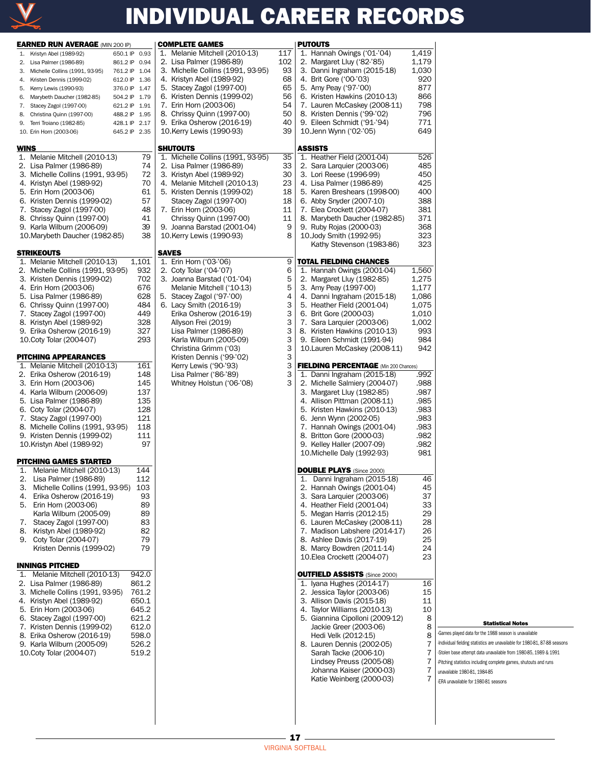# INDIVIDUAL CAREER RECORDS

## EARNED RUN AVERAGE (MIN 200 IP)

| | | | |
|---|---|---|---|
| 1. | Kristyn Abel (1989-92) | 650.1 IP | 0.93 |
| 2. | Lisa Palmer (1986-89) | 861.2 IP | 0.94 |
| 3. | Michelle Collins (1991, 93-95) | 761.2 IP | 1.04 |
| 4. | Kristen Dennis (1999-02) | 612.0 IP | 1.36 |
| 5. | Kerry Lewis (1990-93) | 376.0 IP | 1.47 |
| 6. | Marybeth Daucher (1982-85) | 504.2 IP | 1.79 |
| 7. | Stacey Zagol (1997-00) | 621.2 IP | 1.91 |
| 8. | Christina Quinn (1997-00) | 488.2 IP | 1.95 |
| 9. | Terri Troiano (1982-85) | 428.1 IP | 2.17 |
| 10. | Erin Horn (2003-06) | 645.2 IP | 2.35 |

## WINS

| | | |
|---|---|---|
| 1. | Melanie Mitchell (2010-13) | 79 |
| 2. | Lisa Palmer (1986-89) | 74 |
| 3. | Michelle Collins (1991, 93-95) | 72 |
| 4. | Kristyn Abel (1989-92) | 70 |
| 5. | Erin Horn (2003-06) | 61 |
| 6. | Kristen Dennis (1999-02) | 57 |
| 7. | Stacey Zagol (1997-00) | 48 |
| 8. | Chrissy Quinn (1997-00) | 41 |
| 9. | Karla Wilburn (2006-09) | 39 |
| 10. | Marybeth Daucher (1982-85) | 38 |

## STRIKEOUTS

| | | |
|---|---|---|
| 1. | Melanie Mitchell (2010-13) | 1,101 |
| 2. | Michelle Collins (1991, 93-95) | 932 |
| 3. | Kristen Dennis (1999-02) | 702 |
| 4. | Erin Horn (2003-06) | 676 |
| 5. | Lisa Palmer (1986-89) | 628 |
| 6. | Chrissy Quinn (1997-00) | 484 |
| 7. | Stacey Zagol (1997-00) | 449 |
| 8. | Kristyn Abel (1989-92) | 328 |
| 9. | Erika Osherow (2016-19) | 327 |
| 10. | Coty Tolar (2004-07) | 293 |

## PITCHING APPEARANCES

| | | |
|---|---|---|
| 1. | Melanie Mitchell (2010-13) | 161 |
| 2. | Erika Osherow (2016-19) | 148 |
| 3. | Erin Horn (2003-06) | 145 |
| 4. | Karla Wilburn (2006-09) | 137 |
| 5. | Lisa Palmer (1986-89) | 135 |
| 6. | Coty Tolar (2004-07) | 128 |
| 7. | Stacy Zagol (1997-00) | 121 |
| 8. | Michelle Collins (1991, 93-95) | 118 |
| 9. | Kristen Dennis (1999-02) | 111 |
| 10. | Kristyn Abel (1989-92) | 97 |

## PITCHING GAMES STARTED

| | | |
|---|---|---|
| 1. | Melanie Mitchell (2010-13) | 144 |
| 2. | Lisa Palmer (1986-89) | 112 |
| 3. | Michelle Collins (1991, 93-95) | 103 |
| 4. | Erika Osherow (2016-19) | 93 |
| 5. | Erin Horn (2003-06) | 89 |
| | Karla Wilburn (2005-09) | 89 |
| 7. | Stacey Zagol (1997-00) | 83 |
| 8. | Kristyn Abel (1989-92) | 82 |
| 9. | Coty Tolar (2004-07) | 79 |
| | Kristen Dennis (1999-02) | 79 |

## INNINGS PITCHED

| | | |
|---|---|---|
| 1. | Melanie Mitchell (2010-13) | 942.0 |
| 2. | Lisa Palmer (1986-89) | 861.2 |
| 3. | Michelle Collins (1991, 93-95) | 761.2 |
| 4. | Kristyn Abel (1989-92) | 650.1 |
| 5. | Erin Horn (2003-06) | 645.2 |
| 6. | Stacey Zagol (1997-00) | 621.2 |
| 7. | Kristen Dennis (1999-02) | 612.0 |
| 8. | Erika Osherow (2016-19) | 598.0 |
| 9. | Karla Wilburn (2005-09) | 526.2 |
| 10. | Coty Tolar (2004-07) | 519.2 |

## COMPLETE GAMES

| | | |
|---|---|---|
| 1. | Melanie Mitchell (2010-13) | 117 |
| 2. | Lisa Palmer (1986-89) | 102 |
| 3. | Michelle Collins (1991, 93-95) | 93 |
| 4. | Kristyn Abel (1989-92) | 68 |
| 5. | Stacey Zagol (1997-00) | 65 |
| 6. | Kristen Dennis (1999-02) | 56 |
| 7. | Erin Horn (2003-06) | 54 |
| 8. | Chrissy Quinn (1997-00) | 50 |
| 9. | Erika Osherow (2016-19) | 40 |
| 10. | Kerry Lewis (1990-93) | 39 |

## SHUTOUTS

| | | |
|---|---|---|
| 1. | Michelle Collins (1991, 93-95) | 35 |
| 2. | Lisa Palmer (1986-89) | 33 |
| 3. | Kristyn Abel (1989-92) | 30 |
| 4. | Melanie Mitchell (2010-13) | 23 |
| 5. | Kristen Dennis (1999-02) | 18 |
| | Stacey Zagol (1997-00) | 18 |
| 7. | Erin Horn (2003-06) | 11 |
| | Chrissy Quinn (1997-00) | 11 |
| 9. | Joanna Barstad (2001-04) | 9 |
| 10. | Kerry Lewis (1990-93) | 8 |

## SAVES

| | | |
|---|---|---|
| 1. | Erin Horn ('03-'06) | 9 |
| 2. | Coty Tolar ('04-'07) | 6 |
| 3. | Joanna Barstad ('01-'04) | 5 |
| | Melanie Mitchell ('10-13) | 5 |
| 5. | Stacey Zagol ('97-'00) | 4 |
| 6. | Lacy Smith (2016-19) | 3 |
| | Erika Osherow (2016-19) | 3 |
| | Allyson Frei (2019) | 3 |
| | Lisa Palmer (1986-89) | 3 |
| | Karla Wilburn (2005-09) | 3 |
| | Christina Grimm ('03) | 3 |
| | Kristen Dennis ('99-'02) | 3 |
| | Kerry Lewis ('90-'93) | 3 |
| | Lisa Palmer ('86-'89) | 3 |
| | Whitney Holstun ('06-'08) | 3 |

## PUTOUTS

| | | |
|---|---|---|
| 1. | Hannah Owings ('01-'04) | 1,419 |
| 2. | Margaret Lluy ('82-'85) | 1,179 |
| 3. | Danni Ingraham (2015-18) | 1,030 |
| 4. | Brit Gore ('00-'03) | 920 |
| 5. | Amy Peay ('97-'00) | 877 |
| 6. | Kristen Hawkins (2010-13) | 866 |
| 7. | Lauren McCaskey (2008-11) | 798 |
| 8. | Kristen Dennis ('99-'02) | 796 |
| 9. | Eileen Schmidt ('91-'94) | 771 |
| 10. | Jenn Wynn ('02-'05) | 649 |

## ASSISTS

| | | |
|---|---|---|
| 1. | Heather Field (2001-04) | 526 |
| 2. | Sara Larquier (2003-06) | 485 |
| 3. | Lori Reese (1996-99) | 450 |
| 4. | Lisa Palmer (1986-89) | 425 |
| 5. | Karen Bresheans (1998-00) | 400 |
| 6. | Abby Snyder (2007-10) | 388 |
| 7. | Elea Crockett (2004-07) | 381 |
| 8. | Marybeth Daucher (1982-85) | 371 |
| 9. | Ruby Rojas (2000-03) | 368 |
| 10. | Jody Smith (1992-95) | 323 |
| | Kathy Stevenson (1983-86) | 323 |

## TOTAL FIELDING CHANCES

| | | |
|---|---|---|
| 1. | Hannah Owings (2001-04) | 1,560 |
| 2. | Margaret Lluy (1982-85) | 1,275 |
| 3. | Amy Peay (1997-00) | 1,177 |
| 4. | Danni Ingraham (2015-18) | 1,086 |
| 5. | Heather Field (2001-04) | 1,075 |
| 6. | Brit Gore (2000-03) | 1,010 |
| 7. | Sara Larquier (2003-06) | 1,002 |
| 8. | Kristen Hawkins (2010-13) | 993 |
| 9. | Eileen Schmidt (1991-94) | 984 |
| 10. | Lauren McCaskey (2008-11) | 942 |

## FIELDING PERCENTAGE (Min 200 Chances)

| | | |
|---|---|---|
| 1. | Danni Ingraham (2015-18) | .992 |
| 2. | Michelle Salmiery (2004-07) | .988 |
| 3. | Margaret Lluy (1982-85) | .987 |
| 4. | Allison Pittman (2008-11) | .985 |
| 5. | Kristen Hawkins (2010-13) | .983 |
| 6. | Jenn Wynn (2002-05) | .983 |
| 7. | Hannah Owings (2001-04) | .983 |
| 8. | Britton Gore (2000-03) | .982 |
| 9. | Kelley Haller (2007-09) | .982 |
| 10. | Michelle Daly (1992-93) | .981 |

## DOUBLE PLAYS (Since 2000)

| | | |
|---|---|---|
| 1. | Danni Ingraham (2015-18) | 46 |
| 2. | Hannah Owings (2001-04) | 45 |
| 3. | Sara Larquier (2003-06) | 37 |
| 4. | Heather Field (2001-04) | 33 |
| 5. | Megan Harris (2012-15) | 29 |
| 6. | Lauren McCaskey (2008-11) | 28 |
| 7. | Madison Labshere (2014-17) | 26 |
| 8. | Ashlee Davis (2017-19) | 25 |
| 8. | Marcy Bowdren (2011-14) | 24 |
| 10. | Elea Crockett (2004-07) | 23 |

## OUTFIELD ASSISTS (Since 2000)

| | | |
|---|---|---|
| 1. | Iyana Hughes (2014-17) | 16 |
| 2. | Jessica Taylor (2003-06) | 15 |
| 3. | Allison Davis (2015-18) | 11 |
| 4. | Taylor Williams (2010-13) | 10 |
| 5. | Giannina Cipolloni (2009-12) | 8 |
| | Jackie Greer (2003-06) | 8 |
| | Hedi Velk (2012-15) | 8 |
| 8. | Lauren Dennis (2002-05) | 7 |
| | Sarah Tacke (2006-10) | 7 |
| | Lindsey Preuss (2005-08) | 7 |
| | Johanna Kaiser (2000-03) | 7 |
| | Katie Weinberg (2000-03) | 7 |

**Statistical Notes**

- Games played data for the 1988 season is unavailable
- Individual fielding statistics are unavailable for 1980-81, 87-88 seasons
- Stolen base attempt data unavailable from 1980-85, 1989 & 1991
- Pitching statistics including complete games, shutouts and runs unavailable 1980-81, 1984-85
- ERA unavailable for 1980-81 seasons